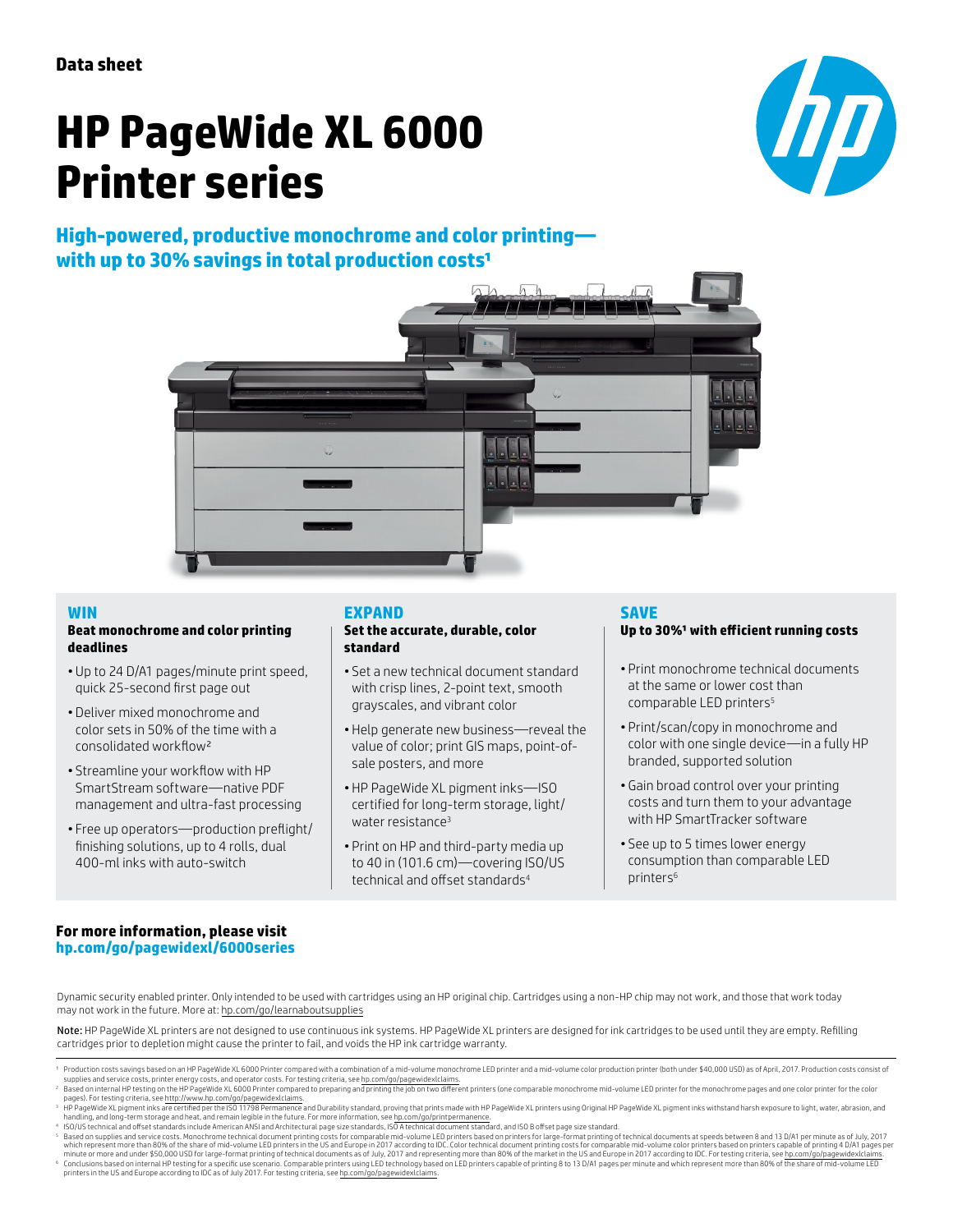Data sheet

# HP PageWide XL 6000 Printer series

## High-powered, productive monochrome and color printing—with up to 30% savings in total production costs[1]

### WIN

**Beat monochrome and color printing deadlines**

- Up to 24 D/A1 pages/minute print speed, quick 25-second first page out
- Deliver mixed monochrome and color sets in 50% of the time with a consolidated workflow[2]
- Streamline your workflow with HP SmartStream software—native PDF management and ultra-fast processing
- Free up operators—production preflight/finishing solutions, up to 4 rolls, dual 400-ml inks with auto-switch

### EXPAND

**Set the accurate, durable, color standard**

- Set a new technical document standard with crisp lines, 2-point text, smooth grayscales, and vibrant color
- Help generate new business—reveal the value of color; print GIS maps, point-of-sale posters, and more
- HP PageWide XL pigment inks—ISO certified for long-term storage, light/water resistance[3]
- Print on HP and third-party media up to 40 in (101.6 cm)—covering ISO/US technical and offset standards[4]

### SAVE

**Up to 30%[1] with efficient running costs**

- Print monochrome technical documents at the same or lower cost than comparable LED printers[5]
- Print/scan/copy in monochrome and color with one single device—in a fully HP branded, supported solution
- Gain broad control over your printing costs and turn them to your advantage with HP SmartTracker software
- See up to 5 times lower energy consumption than comparable LED printers[6]

**For more information, please visit**
**hp.com/go/pagewidexl/6000series**

Dynamic security enabled printer. Only intended to be used with cartridges using an HP original chip. Cartridges using a non-HP chip may not work, and those that work today may not work in the future. More at: hp.com/go/learnaboutsupplies

**Note:** HP PageWide XL printers are not designed to use continuous ink systems. HP PageWide XL printers are designed for ink cartridges to be used until they are empty. Refilling cartridges prior to depletion might cause the printer to fail, and voids the HP ink cartridge warranty.

---

[1] Production costs savings based on an HP PageWide XL 6000 Printer compared with a combination of a mid-volume monochrome LED printer and a mid-volume color production printer (both under $40,000 USD) as of April, 2017. Production costs consist of supplies and service costs, printer energy costs, and operator costs. For testing criteria, see hp.com/go/pagewidexlclaims.

[2] Based on internal HP testing on the HP PageWide XL 6000 Printer compared to preparing and printing the job on two different printers (one comparable monochrome mid-volume LED printer for the monochrome pages and one color printer for the color pages). For testing criteria, see http://www.hp.com/go/pagewidexlclaims.

[3] HP PageWide XL pigment inks are certified per the ISO 11798 Permanence and Durability standard, proving that prints made with HP PageWide XL printers using Original HP PageWide XL pigment inks withstand harsh exposure to light, water, abrasion, and handling, and long-term storage and heat, and remain legible in the future. For more information, see hp.com/go/printpermanence.

[4] ISO/US technical and offset standards include American ANSI and Architectural page size standards, ISO A technical document standard, and ISO B offset page size standard.

[5] Based on supplies and service costs. Monochrome technical document printing costs for comparable mid-volume LED printers based on printers for large-format printing of technical documents at speeds between 8 and 13 D/A1 per minute as of July, 2017 which represent more than 80% of the share of mid-volume LED printers in the US and Europe in 2017 according to IDC. Color technical document printing costs for comparable mid-volume color printers based on printers capable of printing 4 D/A1 pages per minute or more and under $50,000 USD for large-format printing of technical documents as of July, 2017 and representing more than 80% of the market in the US and Europe in 2017 according to IDC. For testing criteria, see hp.com/go/pagewidexlclaims.

[6] Conclusions based on internal HP testing for a specific use scenario. Comparable printers using LED technology based on LED printers capable of printing 8 to 13 D/A1 pages per minute and which represent more than 80% of the share of mid-volume LED printers in the US and Europe according to IDC as of July 2017. For testing criteria, see hp.com/go/pagewidexlclaims.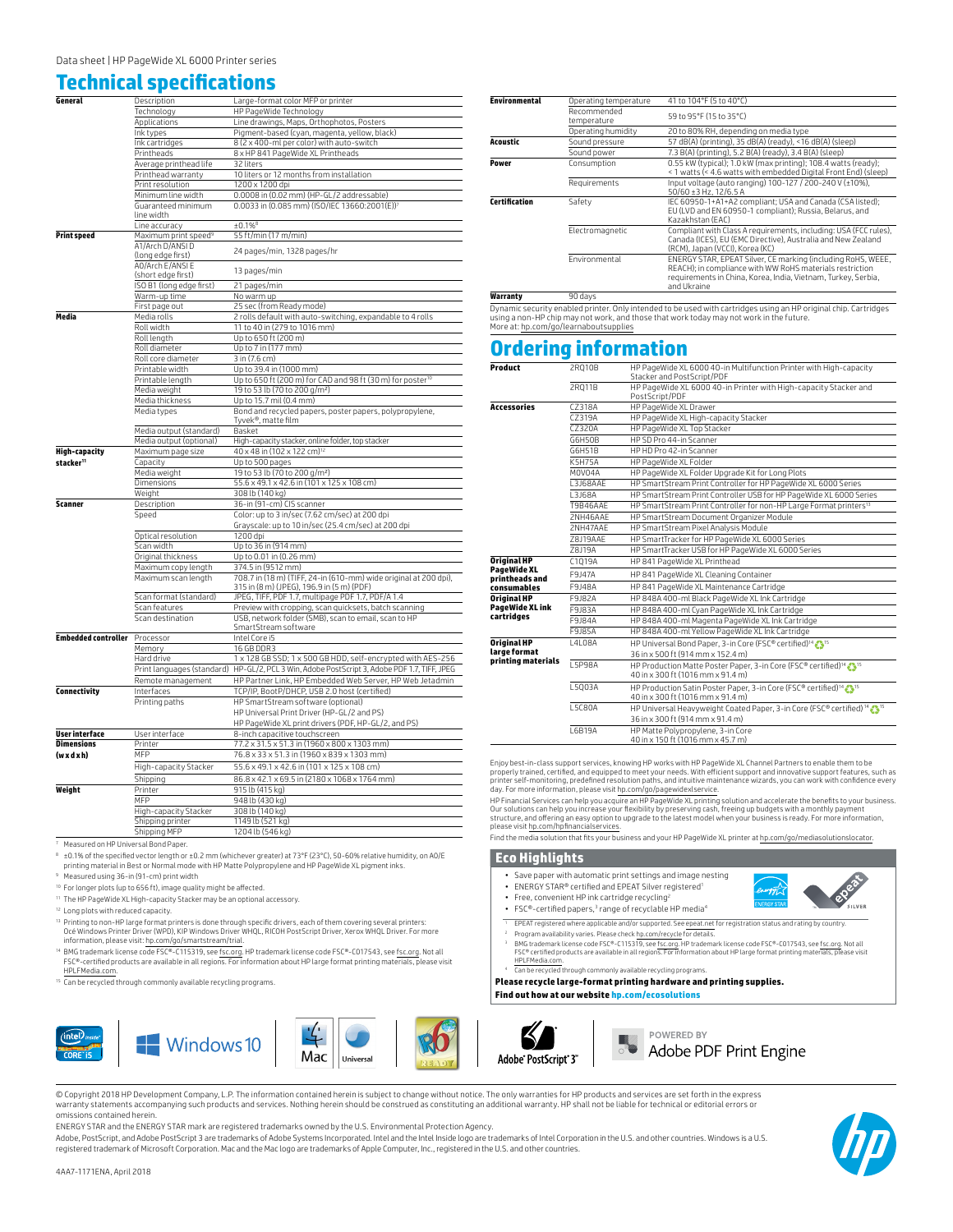# Technical specifications

| | | |
|---|---|---|
| **General** | Description | Large-format color MFP or printer |
| | Technology | HP PageWide Technology |
| | Applications | Line drawings, Maps, Orthophotos, Posters |
| | Ink types | Pigment-based (cyan, magenta, yellow, black) |
| | Ink cartridges | 8 (2 x 400-ml per color) with auto-switch |
| | Printheads | 8 x HP 841 PageWide XL Printheads |
| | Average printhead life | 32 liters |
| | Printhead warranty | 10 liters or 12 months from installation |
| | Print resolution | 1200 x 1200 dpi |
| | Minimum line width | 0.0008 in (0.02 mm) (HP-GL/2 addressable) |
| | Guaranteed minimum line width | 0.0033 in (0.085 mm) (ISO/IEC 13660:2001(E))[7] |
| | Line accuracy | ±0.1%[8] |
| **Print speed** | Maximum print speed[9] | 55 ft/min (17 m/min) |
| | A1/Arch D/ANSI D (long edge first) | 24 pages/min, 1328 pages/hr |
| | A0/Arch E/ANSI E (short edge first) | 13 pages/min |
| | ISO B1 (long edge first) | 21 pages/min |
| | Warm-up time | No warm up |
| | First page out | 25 sec (from Ready mode) |
| **Media** | Media rolls | 2 rolls default with auto-switching, expandable to 4 rolls |
| | Roll width | 11 to 40 in (279 to 1016 mm) |
| | Roll length | Up to 650 ft (200 m) |
| | Roll diameter | Up to 7 in (177 mm) |
| | Roll core diameter | 3 in (7.6 cm) |
| | Printable width | Up to 39.4 in (1000 mm) |
| | Printable length | Up to 650 ft (200 m) for CAD and 98 ft (30 m) for poster[10] |
| | Media weight | 19 to 53 lb (70 to 200 g/m²) |
| | Media thickness | Up to 15.7 mil (0.4 mm) |
| | Media types | Bond and recycled papers, poster papers, polypropylene, Tyvek®, matte film |
| | Media output (standard) | Basket |
| | Media output (optional) | High-capacity stacker, online folder, top stacker |
| **High-capacity stacker[11]** | Maximum page size | 40 x 48 in (102 x 122 cm)[12] |
| | Capacity | Up to 500 pages |
| | Media weight | 19 to 53 lb (70 to 200 g/m²) |
| | Dimensions | 55.6 x 49.1 x 42.6 in (101 x 125 x 108 cm) |
| | Weight | 308 lb (140 kg) |
| **Scanner** | Description | 36-in (91-cm) CIS scanner |
| | Speed | Color: up to 3 in/sec (7.62 cm/sec) at 200 dpi<br>Grayscale: up to 10 in/sec (25.4 cm/sec) at 200 dpi |
| | Optical resolution | 1200 dpi |
| | Scan width | Up to 36 in (914 mm) |
| | Original thickness | Up to 0.01 in (0.26 mm) |
| | Maximum copy length | 374.5 in (9512 mm) |
| | Maximum scan length | 708.7 in (18 m) (TIFF, 24-in (610-mm) wide original at 200 dpi), 315 in (8 m) (JPEG), 196.9 in (5 m) (PDF) |
| | Scan format (standard) | JPEG, TIFF, PDF 1.7, multipage PDF 1.7, PDF/A 1.4 |
| | Scan features | Preview with cropping, scan quicksets, batch scanning |
| | Scan destination | USB, network folder (SMB), scan to email, scan to HP SmartStream software |
| **Embedded controller** | Processor | Intel Core i5 |
| | Memory | 16 GB DDR3 |
| | Hard drive | 1 x 128 GB SSD; 1 x 500 GB HDD, self-encrypted with AES-256 |
| | Print languages (standard) | HP-GL/2, PCL 3 Win, Adobe PostScript 3, Adobe PDF 1.7, TIFF, JPEG |
| | Remote management | HP Partner Link, HP Embedded Web Server, HP Web Jetadmin |
| **Connectivity** | Interfaces | TCP/IP, BootP/DHCP, USB 2.0 host (certified) |
| | Printing paths | HP SmartStream software (optional)<br>HP Universal Print Driver (HP-GL/2 and PS)<br>HP PageWide XL print drivers (PDF, HP-GL/2, and PS) |
| **User interface** | User interface | 8-inch capacitive touchscreen |
| **Dimensions (w x d x h)** | Printer | 77.2 x 31.5 x 51.3 in (1960 x 800 x 1303 mm) |
| | MFP | 76.8 x 33 x 51.3 in (1960 x 839 x 1303 mm) |
| | High-capacity Stacker | 55.6 x 49.1 x 42.6 in (101 x 125 x 108 cm) |
| | Shipping | 86.8 x 42.1 x 69.5 in (2180 x 1068 x 1764 mm) |
| **Weight** | Printer | 915 lb (415 kg) |
| | MFP | 948 lb (430 kg) |
| | High-capacity Stacker | 308 lb (140 kg) |
| | Shipping printer | 1149 lb (521 kg) |
| | Shipping MFP | 1204 lb (546 kg) |

[7] Measured on HP Universal Bond Paper.
[8] ±0.1% of the specified vector length or ±0.2 mm (whichever greater) at 73°F (23°C), 50-60% relative humidity, on A0/E printing material in Best or Normal mode with HP Matte Polypropylene and HP PageWide XL pigment inks.
[9] Measured using 36-in (91-cm) print width
[10] For longer plots (up to 656 ft), image quality might be affected.
[11] The HP PageWide XL High-capacity Stacker may be an optional accessory.
[12] Long plots with reduced capacity.
[13] Printing to non-HP large format printers is done through specific drivers, each of them covering several printers: Océ Windows Printer Driver (WPD), KIP Windows Driver WHQL, RICOH PostScript Driver, Xerox WHQL Driver. For more information, please visit: hp.com/go/smartstream/trial.
[14] BMG trademark license code FSC®-C115319, see fsc.org. HP trademark license code FSC®-C017543, see fsc.org. Not all FSC®-certified products are available in all regions. For information about HP large format printing materials, please visit HPLFMedia.com.
[15] Can be recycled through commonly available recycling programs.

| | | |
|---|---|---|
| **Environmental** | Operating temperature | 41 to 104°F (5 to 40°C) |
| | Recommended temperature | 59 to 95°F (15 to 35°C) |
| | Operating humidity | 20 to 80% RH, depending on media type |
| **Acoustic** | Sound pressure | 57 dB(A) (printing), 35 dB(A) (ready), < 16 dB(A) (sleep) |
| | Sound power | 7.3 B(A) (printing), 5.2 B(A) (ready), 3.4 B(A) (sleep) |
| **Power** | Consumption | 0.55 kW (typical); 1.0 kW (max printing); 108.4 watts (ready); < 1 watts (< 4.6 watts with embedded Digital Front End) (sleep) |
| | Requirements | Input voltage (auto ranging) 100-127 / 200-240 V (±10%), 50/60 ±3 Hz, 12/6.5 A |
| **Certification** | Safety | IEC 60950-1+A1+A2 compliant; USA and Canada (CSA listed); EU (LVD and EN 60950-1 compliant); Russia, Belarus, and Kazakhstan (EAC) |
| | Electromagnetic | Compliant with Class A requirements, including: USA (FCC rules), Canada (ICES), EU (EMC Directive), Australia and New Zealand (RCM), Japan (VCCI), Korea (KC) |
| | Environmental | ENERGY STAR, EPEAT Silver, CE marking (including RoHS, WEEE, REACH); in compliance with WW RoHS materials restriction requirements in China, Korea, India, Vietnam, Turkey, Serbia, and Ukraine |
| **Warranty** | 90 days | |

Dynamic security enabled printer. Only intended to be used with cartridges using an HP original chip. Cartridges using a non-HP chip may not work, and those that work today may not work in the future. More at: hp.com/go/learnaboutsupplies

# Ordering information

| | | |
|---|---|---|
| **Product** | 2RQ10B | HP PageWide XL 6000 40-in Multifunction Printer with High-capacity Stacker and PostScript/PDF |
| | 2RQ11B | HP PageWide XL 6000 40-in Printer with High-capacity Stacker and PostScript/PDF |
| **Accessories** | CZ318A | HP PageWide XL Drawer |
| | CZ319A | HP PageWide XL High-capacity Stacker |
| | CZ320A | HP PageWide XL Top Stacker |
| | G6H50B | HP SD Pro 44-in Scanner |
| | G6H51B | HP HD Pro 42-in Scanner |
| | K5H75A | HP PageWide XL Folder |
| | M0V04A | HP PageWide XL Folder Upgrade Kit for Long Plots |
| | L3J68AAE | HP SmartStream Print Controller for HP PageWide XL 6000 Series |
| | L3J68A | HP SmartStream Print Controller USB for HP PageWide XL 6000 Series |
| | T9B46AAE | HP SmartStream Print Controller for non-HP Large Format printers[13] |
| | 2NH46AAE | HP SmartStream Document Organizer Module |
| | 2NH47AAE | HP SmartStream Pixel Analysis Module |
| | Z8J19AAE | HP SmartTracker for HP PageWide XL 6000 Series |
| | Z8J19A | HP SmartTracker USB for HP PageWide XL 6000 Series |
| **Original HP PageWide XL printheads and consumables** | C1Q19A | HP 841 PageWide XL Printhead |
| | F9J47A | HP 841 PageWide XL Cleaning Container |
| | F9J48A | HP 841 PageWide XL Maintenance Cartridge |
| **Original HP PageWide XL ink cartridges** | F9J82A | HP 848A 400-ml Black PageWide XL Ink Cartridge |
| | F9J83A | HP 848A 400-ml Cyan PageWide XL Ink Cartridge |
| | F9J84A | HP 848A 400-ml Magenta PageWide XL Ink Cartridge |
| | F9J85A | HP 848A 400-ml Yellow PageWide XL Ink Cartridge |
| **Original HP large format printing materials** | L4L08A | HP Universal Bond Paper, 3-in Core (FSC® certified)[14,15]<br>36 in x 500 ft (914 mm x 152.4 m) |
| | L5P98A | HP Production Matte Poster Paper, 3-in Core (FSC® certified)[14,15]<br>40 in x 300 ft (1016 mm x 91.4 m) |
| | L5Q03A | HP Production Satin Poster Paper, 3-in Core (FSC® certified)[14,15]<br>40 in x 300 ft (1016 mm x 91.4 m) |
| | L5C80A | HP Universal Heavyweight Coated Paper, 3-in Core (FSC® certified)[14,15]<br>36 in x 300 ft (914 mm x 91.4 m) |
| | L6B19A | HP Matte Polypropylene, 3-in Core<br>40 in x 150 ft (1016 mm x 45.7 m) |

Enjoy best-in-class support services, knowing HP works with HP PageWide XL Channel Partners to enable them to be properly trained, certified, and equipped to meet your needs. With efficient support and innovative support features, such as printer self-monitoring, predefined resolution paths, and intuitive maintenance wizards, you can work with confidence every day. For more information, please visit hp.com/go/pagewidexlservice.

HP Financial Services can help you acquire an HP PageWide XL printing solution and accelerate the benefits to your business. Our solutions can help you increase your flexibility by preserving cash, freeing up budgets with a monthly payment structure, and offering an easy option to upgrade to the latest model when your business is ready. For more information, please visit hp.com/hpfinancialservices.

Find the media solution that fits your business and your HP PageWide XL printer at hp.com/go/mediasolutionslocator.

## Eco Highlights

- Save paper with automatic print settings and image nesting
- ENERGY STAR® certified and EPEAT Silver registered[1]
- Free, convenient HP ink cartridge recycling[2]
- FSC®-certified papers,[3] range of recyclable HP media[4]

[1] EPEAT registered where applicable and/or supported. See epeat.net for registration status and rating by country.
[2] Program availability varies. Please check hp.com/recycle for details.
[3] BMG trademark license code FSC®-C115319, see fsc.org. HP trademark license code FSC®-C017543, see fsc.org. Not all FSC®-certified products are available in all regions. For information about HP large format printing materials, please visit HPLFMedia.com.
[4] Can be recycled through commonly available recycling programs.

**Please recycle large-format printing hardware and printing supplies.**

**Find out how at our website hp.com/ecosolutions**

Windows 10 | Mac | Universal | Adobe PostScript 3 | POWERED BY Adobe PDF Print Engine

© Copyright 2018 HP Development Company, L.P. The information contained herein is subject to change without notice. The only warranties for HP products and services are set forth in the express warranty statements accompanying such products and services. Nothing herein should be construed as constituting an additional warranty. HP shall not be liable for technical or editorial errors or omissions contained herein.

ENERGY STAR and the ENERGY STAR mark are registered trademarks owned by the U.S. Environmental Protection Agency.

Adobe, PostScript, and Adobe PostScript 3 are trademarks of Adobe Systems Incorporated. Intel and the Intel Inside logo are trademarks of Intel Corporation in the U.S. and other countries. Windows is a U.S. registered trademark of Microsoft Corporation. Mac and the Mac logo are trademarks of Apple Computer, Inc., registered in the U.S. and other countries.

4AA7-1171ENA, April 2018